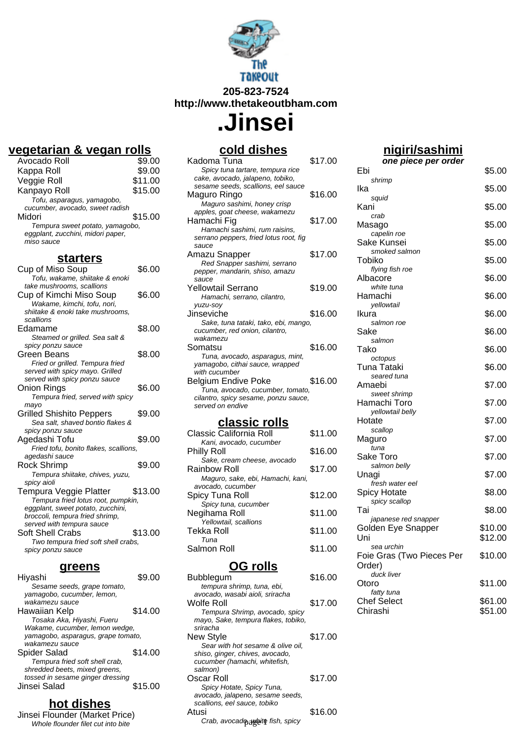205-823-7524
http://www.thetakeoutbham.com

# .Jinsei

## vegetarian & vegan rolls

| Item | Price |
|---|---|
| Avocado Roll | $9.00 |
| Kappa Roll | $9.00 |
| Veggie Roll | $11.00 |
| Kanpayo Roll<br>*Tofu, asparagus, yamagobo, cucumber, avocado, sweet radish* | $15.00 |
| Midori<br>*Tempura sweet potato, yamagobo, eggplant, zucchini, midori paper, miso sauce* | $15.00 |

## starters

| Item | Price |
|---|---|
| Cup of Miso Soup<br>*Tofu, wakame, shiitake & enoki take mushrooms, scallions* | $6.00 |
| Cup of Kimchi Miso Soup<br>*Wakame, kimchi, tofu, nori, shiitake & enoki take mushrooms, scallions* | $6.00 |
| Edamame<br>*Steamed or grilled. Sea salt & spicy ponzu sauce* | $8.00 |
| Green Beans<br>*Fried or grilled. Tempura fried served with spicy mayo. Grilled served with spicy ponzu sauce* | $8.00 |
| Onion Rings<br>*Tempura fried, served with spicy mayo* | $6.00 |
| Grilled Shishito Peppers<br>*Sea salt, shaved bontio flakes & spicy ponzu sauce* | $9.00 |
| Agedashi Tofu<br>*Fried tofu, bonito flakes, scallions, agedashi sauce* | $9.00 |
| Rock Shrimp<br>*Tempura shiitake, chives, yuzu, spicy aioli* | $9.00 |
| Tempura Veggie Platter<br>*Tempura fried lotus root, pumpkin, eggplant, sweet potato, zucchini, broccoli, tempura fried shrimp, served with tempura sauce* | $13.00 |
| Soft Shell Crabs<br>*Two tempura fried soft shell crabs, spicy ponzu sauce* | $13.00 |

## greens

| Item | Price |
|---|---|
| Hiyashi<br>*Sesame seeds, grape tomato, yamagobo, cucumber, lemon, wakamezu sauce* | $9.00 |
| Hawaiian Kelp<br>*Tosaka Aka, Hiyashi, Fueru Wakame, cucumber, lemon wedge, yamagobo, asparagus, grape tomato, wakamezu sauce* | $14.00 |
| Spider Salad<br>*Tempura fried soft shell crab, shredded beets, mixed greens, tossed in sesame ginger dressing* | $14.00 |
| Jinsei Salad | $15.00 |

## hot dishes

Jinsei Flounder (Market Price)
*Whole flounder filet cut into bite*

## cold dishes

| Item | Price |
|---|---|
| Kadoma Tuna<br>*Spicy tuna tartare, tempura rice cake, avocado, jalapeno, tobiko, sesame seeds, scallions, eel sauce* | $17.00 |
| Maguro Ringo<br>*Maguro sashimi, honey crisp apples, goat cheese, wakamezu* | $16.00 |
| Hamachi Fig<br>*Hamachi sashimi, rum raisins, serrano peppers, fried lotus root, fig sauce* | $17.00 |
| Amazu Snapper<br>*Red Snapper sashimi, serrano pepper, mandarin, shiso, amazu sauce* | $17.00 |
| Yellowtail Serrano<br>*Hamachi, serrano, cilantro, yuzu-soy* | $19.00 |
| Jinseviche<br>*Sake, tuna tataki, tako, ebi, mango, cucumber, red onion, cilantro, wakamezu* | $16.00 |
| Somatsu<br>*Tuna, avocado, asparagus, mint, yamagobo, cithai sauce, wrapped with cucumber* | $16.00 |
| Belgium Endive Poke<br>*Tuna, avocado, cucumber, tomato, cilantro, spicy sesame, ponzu sauce, served on endive* | $16.00 |

## classic rolls

| Item | Price |
|---|---|
| Classic California Roll<br>*Kani, avocado, cucumber* | $11.00 |
| Philly Roll<br>*Sake, cream cheese, avocado* | $16.00 |
| Rainbow Roll<br>*Maguro, sake, ebi, Hamachi, kani, avocado, cucumber* | $17.00 |
| Spicy Tuna Roll<br>*Spicy tuna, cucumber* | $12.00 |
| Negihama Roll<br>*Yellowtail, scallions* | $11.00 |
| Tekka Roll<br>*Tuna* | $11.00 |
| Salmon Roll | $11.00 |

## OG rolls

| Item | Price |
|---|---|
| Bubblegum<br>*tempura shrimp, tuna, ebi, avocado, wasabi aioli, sriracha* | $16.00 |
| Wolfe Roll<br>*Tempura Shrimp, avocado, spicy mayo, Sake, tempura flakes, tobiko, sriracha* | $17.00 |
| New Style<br>*Sear with hot sesame & olive oil, shiso, ginger, chives, avocado, cucumber (hamachi, whitefish, salmon)* | $17.00 |
| Oscar Roll<br>*Spicy Hotate, Spicy Tuna, avocado, jalapeno, sesame seeds, scallions, eel sauce, tobiko* | $17.00 |
| Atusi<br>*Crab, avocado, white fish, spicy* | $16.00 |

## nigiri/sashimi

***one piece per order***

| Item | Price |
|---|---|
| Ebi<br>*shrimp* | $5.00 |
| Ika<br>*squid* | $5.00 |
| Kani<br>*crab* | $5.00 |
| Masago<br>*capelin roe* | $5.00 |
| Sake Kunsei<br>*smoked salmon* | $5.00 |
| Tobiko<br>*flying fish roe* | $5.00 |
| Albacore<br>*white tuna* | $6.00 |
| Hamachi<br>*yellowtail* | $6.00 |
| Ikura<br>*salmon roe* | $6.00 |
| Sake<br>*salmon* | $6.00 |
| Tako<br>*octopus* | $6.00 |
| Tuna Tataki<br>*seared tuna* | $6.00 |
| Amaebi<br>*sweet shrimp* | $7.00 |
| Hamachi Toro<br>*yellowtail belly* | $7.00 |
| Hotate<br>*scallop* | $7.00 |
| Maguro<br>*tuna* | $7.00 |
| Sake Toro<br>*salmon belly* | $7.00 |
| Unagi<br>*fresh water eel* | $7.00 |
| Spicy Hotate<br>*spicy scallop* | $8.00 |
| Tai<br>*japanese red snapper* | $8.00 |
| Golden Eye Snapper | $10.00 |
| Uni<br>*sea urchin* | $12.00 |
| Foie Gras (Two Pieces Per Order)<br>*duck liver* | $10.00 |
| Otoro<br>*fatty tuna* | $11.00 |
| Chef Select | $61.00 |
| Chirashi | $51.00 |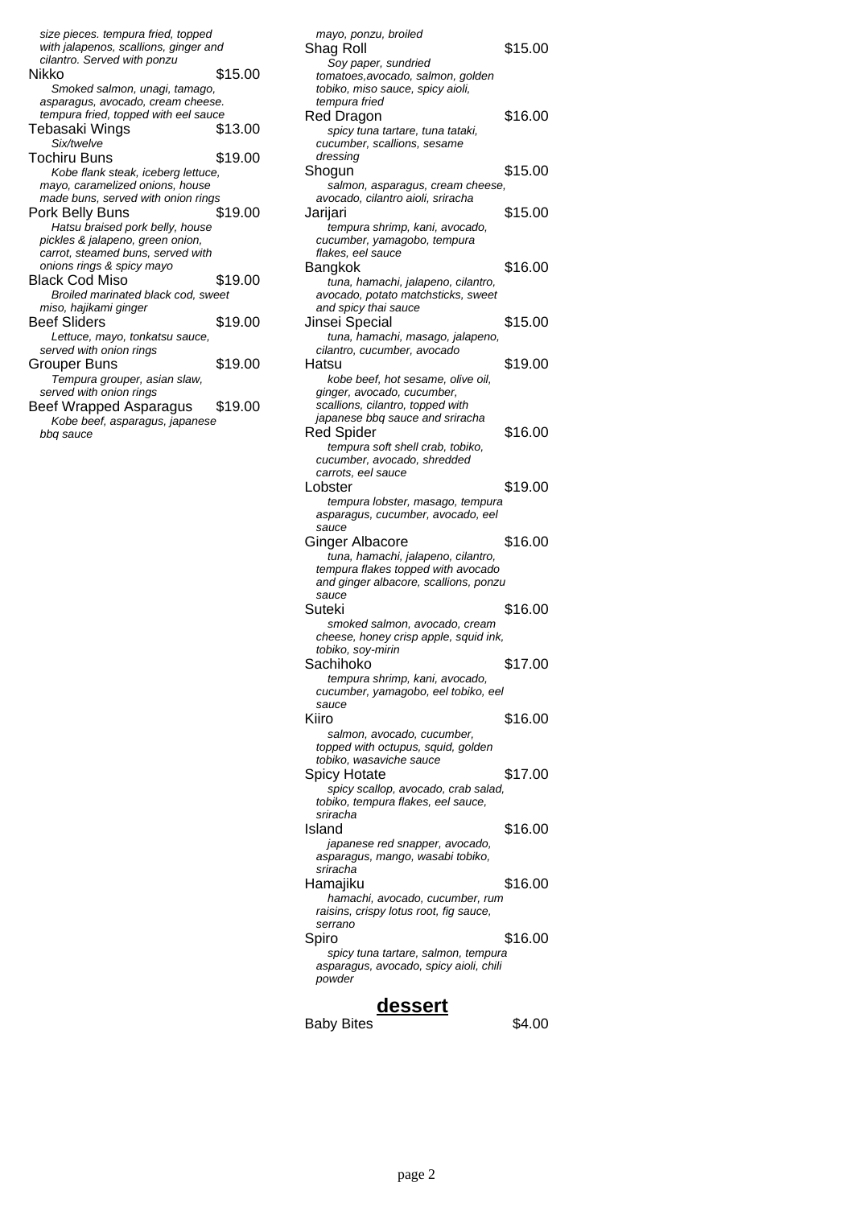*size pieces. tempura fried, topped with jalapenos, scallions, ginger and cilantro. Served with ponzu*

Nikko $15.00
*Smoked salmon, unagi, tamago, asparagus, avocado, cream cheese. tempura fried, topped with eel sauce*

Tebasaki Wings $13.00
*Six/twelve*

Tochiru Buns $19.00
*Kobe flank steak, iceberg lettuce, mayo, caramelized onions, house made buns, served with onion rings*

Pork Belly Buns $19.00
*Hatsu braised pork belly, house pickles & jalapeno, green onion, carrot, steamed buns, served with onions rings & spicy mayo*

Black Cod Miso $19.00
*Broiled marinated black cod, sweet miso, hajikami ginger*

Beef Sliders $19.00
*Lettuce, mayo, tonkatsu sauce, served with onion rings*

Grouper Buns $19.00
*Tempura grouper, asian slaw, served with onion rings*

Beef Wrapped Asparagus $19.00
*Kobe beef, asparagus, japanese bbq sauce*

*mayo, ponzu, broiled*

Shag Roll $15.00
*Soy paper, sundried tomatoes,avocado, salmon, golden tobiko, miso sauce, spicy aioli, tempura fried*

Red Dragon $16.00
*spicy tuna tartare, tuna tataki, cucumber, scallions, sesame dressing*

Shogun $15.00
*salmon, asparagus, cream cheese, avocado, cilantro aioli, sriracha*

Jarijari $15.00
*tempura shrimp, kani, avocado, cucumber, yamagobo, tempura flakes, eel sauce*

Bangkok $16.00
*tuna, hamachi, jalapeno, cilantro, avocado, potato matchsticks, sweet and spicy thai sauce*

Jinsei Special $15.00
*tuna, hamachi, masago, jalapeno, cilantro, cucumber, avocado*

Hatsu $19.00
*kobe beef, hot sesame, olive oil, ginger, avocado, cucumber, scallions, cilantro, topped with japanese bbq sauce and sriracha*

Red Spider $16.00
*tempura soft shell crab, tobiko, cucumber, avocado, shredded carrots, eel sauce*

Lobster $19.00
*tempura lobster, masago, tempura asparagus, cucumber, avocado, eel sauce*

Ginger Albacore $16.00
*tuna, hamachi, jalapeno, cilantro, tempura flakes topped with avocado and ginger albacore, scallions, ponzu sauce*

Suteki $16.00
*smoked salmon, avocado, cream cheese, honey crisp apple, squid ink, tobiko, soy-mirin*

Sachihoko $17.00
*tempura shrimp, kani, avocado, cucumber, yamagobo, eel tobiko, eel sauce*

Kiiro $16.00
*salmon, avocado, cucumber, topped with octupus, squid, golden tobiko, wasaviche sauce*

Spicy Hotate $17.00
*spicy scallop, avocado, crab salad, tobiko, tempura flakes, eel sauce, sriracha*

Island $16.00
*japanese red snapper, avocado, asparagus, mango, wasabi tobiko, sriracha*

Hamajiku $16.00
*hamachi, avocado, cucumber, rum raisins, crispy lotus root, fig sauce, serrano*

Spiro $16.00
*spicy tuna tartare, salmon, tempura asparagus, avocado, spicy aioli, chili powder*

## dessert

Baby Bites $4.00